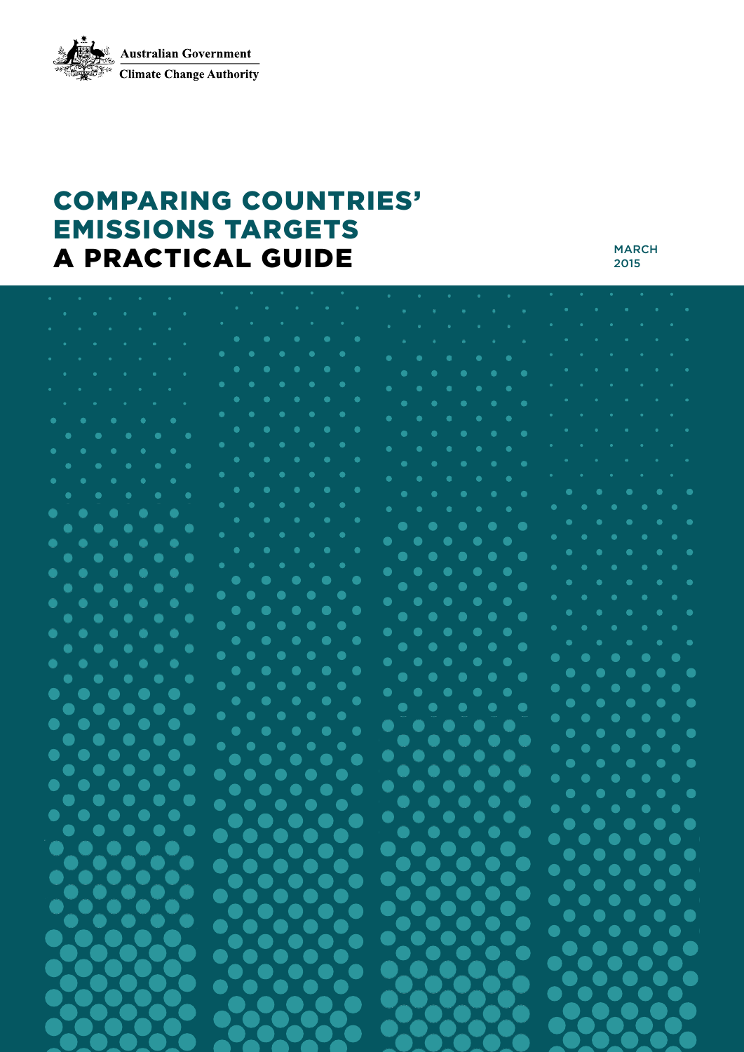Australian Government
Climate Change Authority

# COMPARING COUNTRIES' EMISSIONS TARGETS
# A PRACTICAL GUIDE

MARCH 2015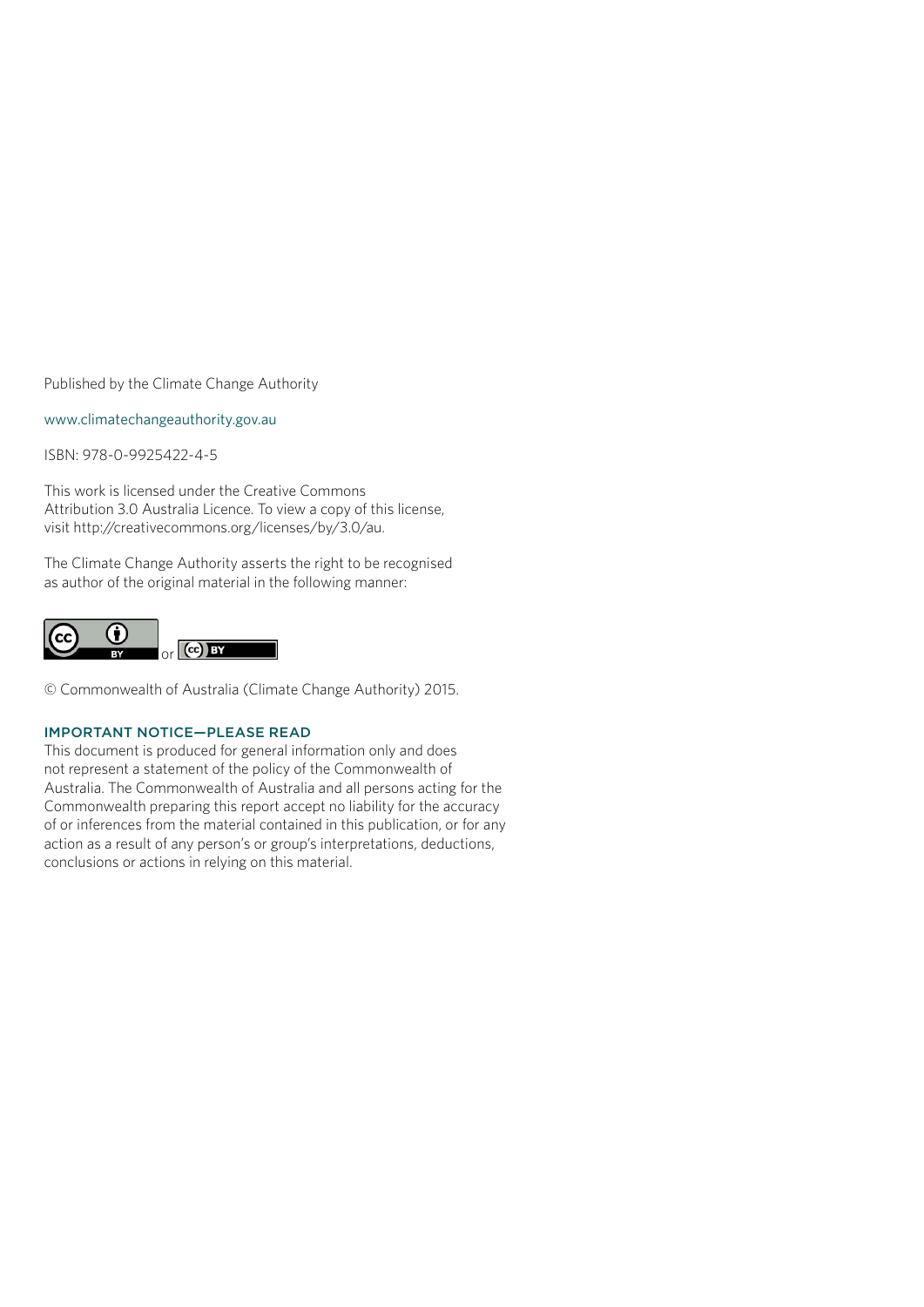Published by the Climate Change Authority

www.climatechangeauthority.gov.au

ISBN: 978-0-9925422-4-5

This work is licensed under the Creative Commons Attribution 3.0 Australia Licence. To view a copy of this license, visit http://creativecommons.org/licenses/by/3.0/au.

The Climate Change Authority asserts the right to be recognised as author of the original material in the following manner:

or

© Commonwealth of Australia (Climate Change Authority) 2015.

### IMPORTANT NOTICE—PLEASE READ

This document is produced for general information only and does not represent a statement of the policy of the Commonwealth of Australia. The Commonwealth of Australia and all persons acting for the Commonwealth preparing this report accept no liability for the accuracy of or inferences from the material contained in this publication, or for any action as a result of any person's or group's interpretations, deductions, conclusions or actions in relying on this material.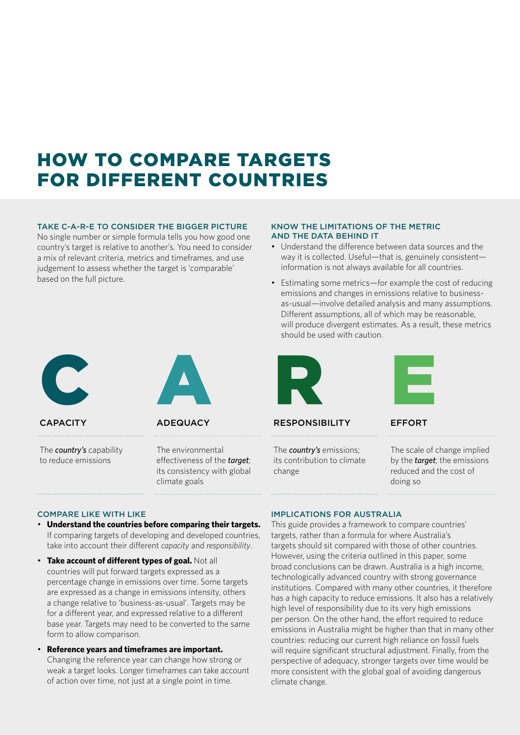# HOW TO COMPARE TARGETS FOR DIFFERENT COUNTRIES

### TAKE C-A-R-E TO CONSIDER THE BIGGER PICTURE

No single number or simple formula tells you how good one country's target is relative to another's. You need to consider a mix of relevant criteria, metrics and timeframes, and use judgement to assess whether the target is 'comparable' based on the full picture.

### KNOW THE LIMITATIONS OF THE METRIC AND THE DATA BEHIND IT

- Understand the difference between data sources and the way it is collected. Useful—that is, genuinely consistent—information is not always available for all countries.
- Estimating some metrics—for example the cost of reducing emissions and changes in emissions relative to business-as-usual—involve detailed analysis and many assumptions. Different assumptions, all of which may be reasonable, will produce divergent estimates. As a result, these metrics should be used with caution.

**C**

**CAPACITY**

The ***country's*** capability to reduce emissions

**A**

**ADEQUACY**

The environmental effectiveness of the ***target***; its consistency with global climate goals

**R**

**RESPONSIBILITY**

The ***country's*** emissions; its contribution to climate change

**E**

**EFFORT**

The scale of change implied by the ***target***; the emissions reduced and the cost of doing so

### COMPARE LIKE WITH LIKE

- **Understand the countries before comparing their targets.** If comparing targets of developing and developed countries, take into account their different *capacity* and *responsibility*.
- **Take account of different types of goal.** Not all countries will put forward targets expressed as a percentage change in emissions over time. Some targets are expressed as a change in emissions intensity, others a change relative to 'business-as-usual'. Targets may be for a different year, and expressed relative to a different base year. Targets may need to be converted to the same form to allow comparison.
- **Reference years and timeframes are important.** Changing the reference year can change how strong or weak a target looks. Longer timeframes can take account of action over time, not just at a single point in time.

### IMPLICATIONS FOR AUSTRALIA

This guide provides a framework to compare countries' targets, rather than a formula for where Australia's targets should sit compared with those of other countries. However, using the criteria outlined in this paper, some broad conclusions can be drawn. Australia is a high income, technologically advanced country with strong governance institutions. Compared with many other countries, it therefore has a high capacity to reduce emissions. It also has a relatively high level of responsibility due to its very high emissions per person. On the other hand, the effort required to reduce emissions in Australia might be higher than that in many other countries: reducing our current high reliance on fossil fuels will require significant structural adjustment. Finally, from the perspective of adequacy, stronger targets over time would be more consistent with the global goal of avoiding dangerous climate change.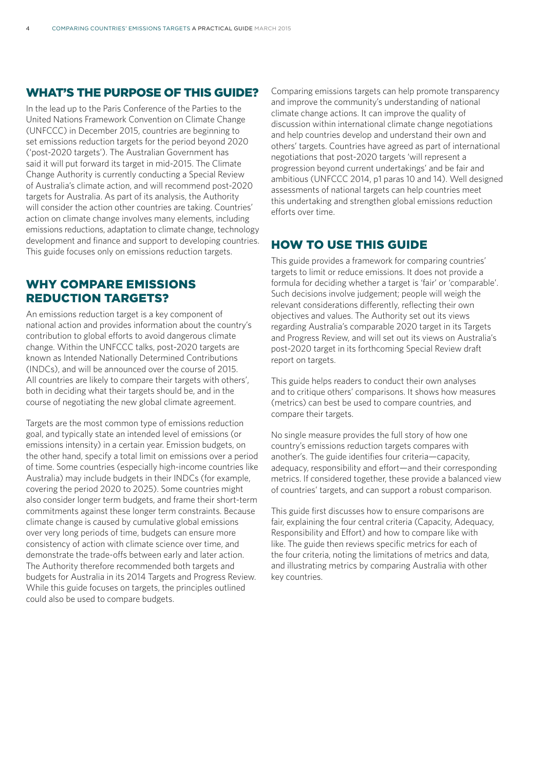## WHAT'S THE PURPOSE OF THIS GUIDE?

In the lead up to the Paris Conference of the Parties to the United Nations Framework Convention on Climate Change (UNFCCC) in December 2015, countries are beginning to set emissions reduction targets for the period beyond 2020 ('post-2020 targets'). The Australian Government has said it will put forward its target in mid-2015. The Climate Change Authority is currently conducting a Special Review of Australia's climate action, and will recommend post-2020 targets for Australia. As part of its analysis, the Authority will consider the action other countries are taking. Countries' action on climate change involves many elements, including emissions reductions, adaptation to climate change, technology development and finance and support to developing countries. This guide focuses only on emissions reduction targets.

## WHY COMPARE EMISSIONS REDUCTION TARGETS?

An emissions reduction target is a key component of national action and provides information about the country's contribution to global efforts to avoid dangerous climate change. Within the UNFCCC talks, post-2020 targets are known as Intended Nationally Determined Contributions (INDCs), and will be announced over the course of 2015. All countries are likely to compare their targets with others', both in deciding what their targets should be, and in the course of negotiating the new global climate agreement.

Targets are the most common type of emissions reduction goal, and typically state an intended level of emissions (or emissions intensity) in a certain year. Emission budgets, on the other hand, specify a total limit on emissions over a period of time. Some countries (especially high-income countries like Australia) may include budgets in their INDCs (for example, covering the period 2020 to 2025). Some countries might also consider longer term budgets, and frame their short-term commitments against these longer term constraints. Because climate change is caused by cumulative global emissions over very long periods of time, budgets can ensure more consistency of action with climate science over time, and demonstrate the trade-offs between early and later action. The Authority therefore recommended both targets and budgets for Australia in its 2014 Targets and Progress Review. While this guide focuses on targets, the principles outlined could also be used to compare budgets.

Comparing emissions targets can help promote transparency and improve the community's understanding of national climate change actions. It can improve the quality of discussion within international climate change negotiations and help countries develop and understand their own and others' targets. Countries have agreed as part of international negotiations that post-2020 targets 'will represent a progression beyond current undertakings' and be fair and ambitious (UNFCCC 2014, p1 paras 10 and 14). Well designed assessments of national targets can help countries meet this undertaking and strengthen global emissions reduction efforts over time.

## HOW TO USE THIS GUIDE

This guide provides a framework for comparing countries' targets to limit or reduce emissions. It does not provide a formula for deciding whether a target is 'fair' or 'comparable'. Such decisions involve judgement; people will weigh the relevant considerations differently, reflecting their own objectives and values. The Authority set out its views regarding Australia's comparable 2020 target in its Targets and Progress Review, and will set out its views on Australia's post-2020 target in its forthcoming Special Review draft report on targets.

This guide helps readers to conduct their own analyses and to critique others' comparisons. It shows how measures (metrics) can best be used to compare countries, and compare their targets.

No single measure provides the full story of how one country's emissions reduction targets compares with another's. The guide identifies four criteria—capacity, adequacy, responsibility and effort—and their corresponding metrics. If considered together, these provide a balanced view of countries' targets, and can support a robust comparison.

This guide first discusses how to ensure comparisons are fair, explaining the four central criteria (Capacity, Adequacy, Responsibility and Effort) and how to compare like with like. The guide then reviews specific metrics for each of the four criteria, noting the limitations of metrics and data, and illustrating metrics by comparing Australia with other key countries.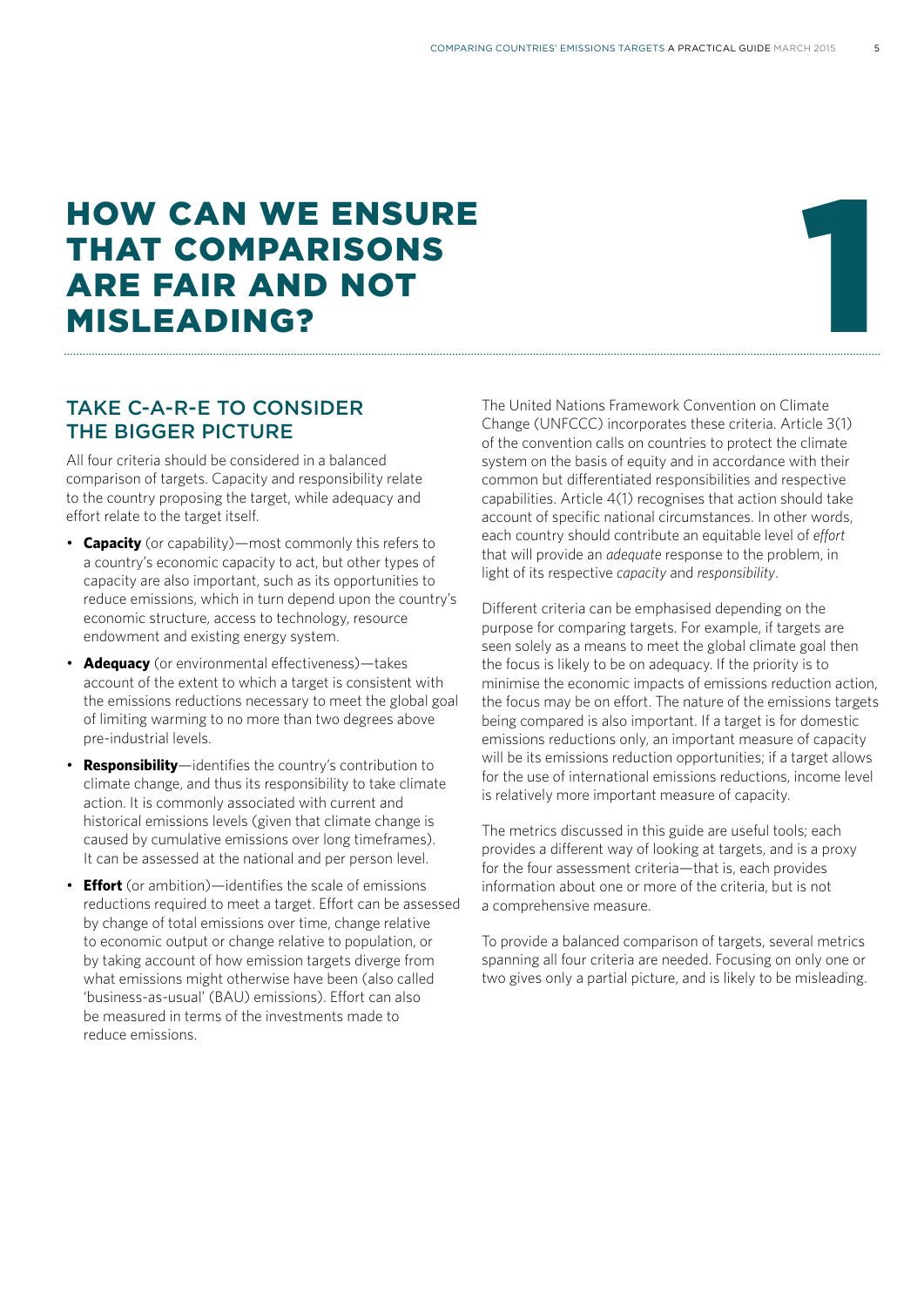# HOW CAN WE ENSURE THAT COMPARISONS ARE FAIR AND NOT MISLEADING?

1

## TAKE C-A-R-E TO CONSIDER THE BIGGER PICTURE

All four criteria should be considered in a balanced comparison of targets. Capacity and responsibility relate to the country proposing the target, while adequacy and effort relate to the target itself.

- **Capacity** (or capability)—most commonly this refers to a country's economic capacity to act, but other types of capacity are also important, such as its opportunities to reduce emissions, which in turn depend upon the country's economic structure, access to technology, resource endowment and existing energy system.
- **Adequacy** (or environmental effectiveness)—takes account of the extent to which a target is consistent with the emissions reductions necessary to meet the global goal of limiting warming to no more than two degrees above pre-industrial levels.
- **Responsibility**—identifies the country's contribution to climate change, and thus its responsibility to take climate action. It is commonly associated with current and historical emissions levels (given that climate change is caused by cumulative emissions over long timeframes). It can be assessed at the national and per person level.
- **Effort** (or ambition)—identifies the scale of emissions reductions required to meet a target. Effort can be assessed by change of total emissions over time, change relative to economic output or change relative to population, or by taking account of how emission targets diverge from what emissions might otherwise have been (also called 'business-as-usual' (BAU) emissions). Effort can also be measured in terms of the investments made to reduce emissions.

The United Nations Framework Convention on Climate Change (UNFCCC) incorporates these criteria. Article 3(1) of the convention calls on countries to protect the climate system on the basis of equity and in accordance with their common but differentiated responsibilities and respective capabilities. Article 4(1) recognises that action should take account of specific national circumstances. In other words, each country should contribute an equitable level of *effort* that will provide an *adequate* response to the problem, in light of its respective *capacity* and *responsibility*.

Different criteria can be emphasised depending on the purpose for comparing targets. For example, if targets are seen solely as a means to meet the global climate goal then the focus is likely to be on adequacy. If the priority is to minimise the economic impacts of emissions reduction action, the focus may be on effort. The nature of the emissions targets being compared is also important. If a target is for domestic emissions reductions only, an important measure of capacity will be its emissions reduction opportunities; if a target allows for the use of international emissions reductions, income level is relatively more important measure of capacity.

The metrics discussed in this guide are useful tools; each provides a different way of looking at targets, and is a proxy for the four assessment criteria—that is, each provides information about one or more of the criteria, but is not a comprehensive measure.

To provide a balanced comparison of targets, several metrics spanning all four criteria are needed. Focusing on only one or two gives only a partial picture, and is likely to be misleading.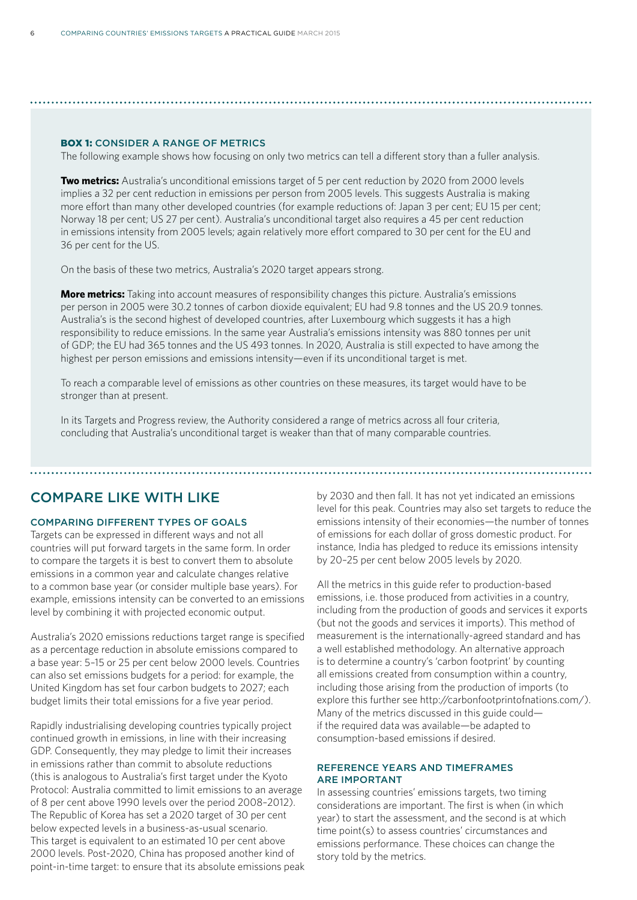**BOX 1:** CONSIDER A RANGE OF METRICS

The following example shows how focusing on only two metrics can tell a different story than a fuller analysis.

**Two metrics:** Australia's unconditional emissions target of 5 per cent reduction by 2020 from 2000 levels implies a 32 per cent reduction in emissions per person from 2005 levels. This suggests Australia is making more effort than many other developed countries (for example reductions of: Japan 3 per cent; EU 15 per cent; Norway 18 per cent; US 27 per cent). Australia's unconditional target also requires a 45 per cent reduction in emissions intensity from 2005 levels; again relatively more effort compared to 30 per cent for the EU and 36 per cent for the US.

On the basis of these two metrics, Australia's 2020 target appears strong.

**More metrics:** Taking into account measures of responsibility changes this picture. Australia's emissions per person in 2005 were 30.2 tonnes of carbon dioxide equivalent; EU had 9.8 tonnes and the US 20.9 tonnes. Australia's is the second highest of developed countries, after Luxembourg which suggests it has a high responsibility to reduce emissions. In the same year Australia's emissions intensity was 880 tonnes per unit of GDP; the EU had 365 tonnes and the US 493 tonnes. In 2020, Australia is still expected to have among the highest per person emissions and emissions intensity—even if its unconditional target is met.

To reach a comparable level of emissions as other countries on these measures, its target would have to be stronger than at present.

In its Targets and Progress review, the Authority considered a range of metrics across all four criteria, concluding that Australia's unconditional target is weaker than that of many comparable countries.

## COMPARE LIKE WITH LIKE

### COMPARING DIFFERENT TYPES OF GOALS

Targets can be expressed in different ways and not all countries will put forward targets in the same form. In order to compare the targets it is best to convert them to absolute emissions in a common year and calculate changes relative to a common base year (or consider multiple base years). For example, emissions intensity can be converted to an emissions level by combining it with projected economic output.

Australia's 2020 emissions reductions target range is specified as a percentage reduction in absolute emissions compared to a base year: 5–15 or 25 per cent below 2000 levels. Countries can also set emissions budgets for a period: for example, the United Kingdom has set four carbon budgets to 2027; each budget limits their total emissions for a five year period.

Rapidly industrialising developing countries typically project continued growth in emissions, in line with their increasing GDP. Consequently, they may pledge to limit their increases in emissions rather than commit to absolute reductions (this is analogous to Australia's first target under the Kyoto Protocol: Australia committed to limit emissions to an average of 8 per cent above 1990 levels over the period 2008–2012). The Republic of Korea has set a 2020 target of 30 per cent below expected levels in a business-as-usual scenario. This target is equivalent to an estimated 10 per cent above 2000 levels. Post-2020, China has proposed another kind of point-in-time target: to ensure that its absolute emissions peak by 2030 and then fall. It has not yet indicated an emissions level for this peak. Countries may also set targets to reduce the emissions intensity of their economies—the number of tonnes of emissions for each dollar of gross domestic product. For instance, India has pledged to reduce its emissions intensity by 20–25 per cent below 2005 levels by 2020.

All the metrics in this guide refer to production-based emissions, i.e. those produced from activities in a country, including from the production of goods and services it exports (but not the goods and services it imports). This method of measurement is the internationally-agreed standard and has a well established methodology. An alternative approach is to determine a country's 'carbon footprint' by counting all emissions created from consumption within a country, including those arising from the production of imports (to explore this further see http://carbonfootprintofnations.com/). Many of the metrics discussed in this guide could—if the required data was available—be adapted to consumption-based emissions if desired.

### REFERENCE YEARS AND TIMEFRAMES ARE IMPORTANT

In assessing countries' emissions targets, two timing considerations are important. The first is when (in which year) to start the assessment, and the second is at which time point(s) to assess countries' circumstances and emissions performance. These choices can change the story told by the metrics.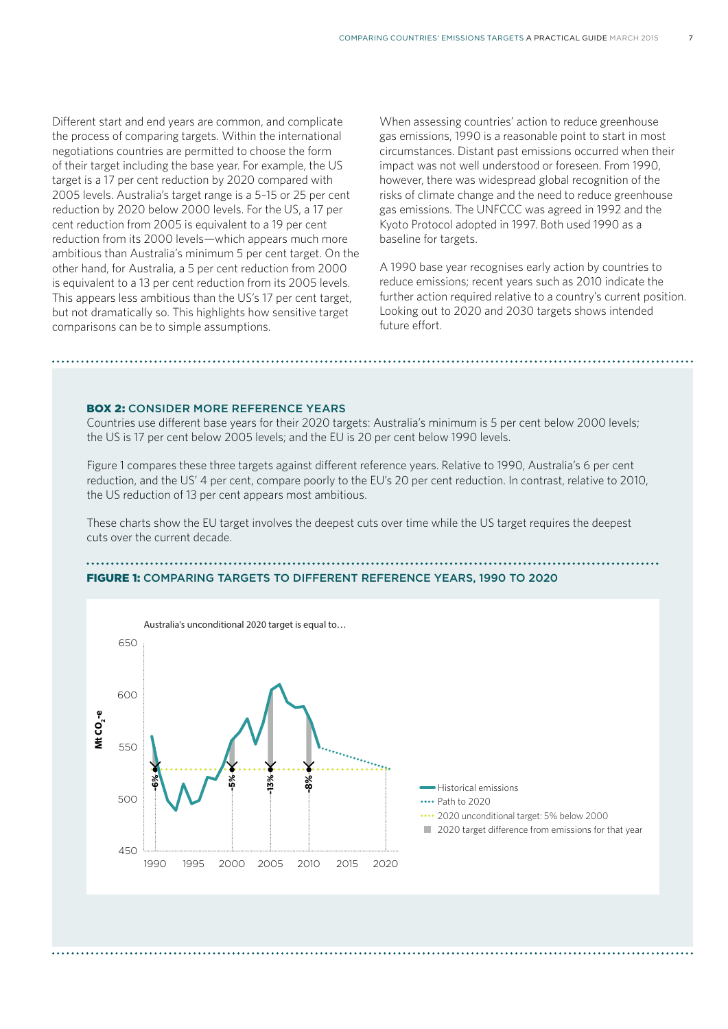Different start and end years are common, and complicate the process of comparing targets. Within the international negotiations countries are permitted to choose the form of their target including the base year. For example, the US target is a 17 per cent reduction by 2020 compared with 2005 levels. Australia's target range is a 5–15 or 25 per cent reduction by 2020 below 2000 levels. For the US, a 17 per cent reduction from 2005 is equivalent to a 19 per cent reduction from its 2000 levels—which appears much more ambitious than Australia's minimum 5 per cent target. On the other hand, for Australia, a 5 per cent reduction from 2000 is equivalent to a 13 per cent reduction from its 2005 levels. This appears less ambitious than the US's 17 per cent target, but not dramatically so. This highlights how sensitive target comparisons can be to simple assumptions.

When assessing countries' action to reduce greenhouse gas emissions, 1990 is a reasonable point to start in most circumstances. Distant past emissions occurred when their impact was not well understood or foreseen. From 1990, however, there was widespread global recognition of the risks of climate change and the need to reduce greenhouse gas emissions. The UNFCCC was agreed in 1992 and the Kyoto Protocol adopted in 1997. Both used 1990 as a baseline for targets.

A 1990 base year recognises early action by countries to reduce emissions; recent years such as 2010 indicate the further action required relative to a country's current position. Looking out to 2020 and 2030 targets shows intended future effort.

**BOX 2: CONSIDER MORE REFERENCE YEARS**

Countries use different base years for their 2020 targets: Australia's minimum is 5 per cent below 2000 levels; the US is 17 per cent below 2005 levels; and the EU is 20 per cent below 1990 levels.

Figure 1 compares these three targets against different reference years. Relative to 1990, Australia's 6 per cent reduction, and the US' 4 per cent, compare poorly to the EU's 20 per cent reduction. In contrast, relative to 2010, the US reduction of 13 per cent appears most ambitious.

These charts show the EU target involves the deepest cuts over time while the US target requires the deepest cuts over the current decade.

**FIGURE 1:** COMPARING TARGETS TO DIFFERENT REFERENCE YEARS, 1990 TO 2020

Australia's unconditional 2020 target is equal to…

| Reference year | 2020 target difference from emissions for that year |
|---|---|
| 1990 | -6% |
| 2000 | -5% |
| 2005 | -13% |
| 2010 | -8% |

Legend: Historical emissions; Path to 2020; 2020 unconditional target: 5% below 2000; 2020 target difference from emissions for that year. (y-axis: Mt $CO_2$-e)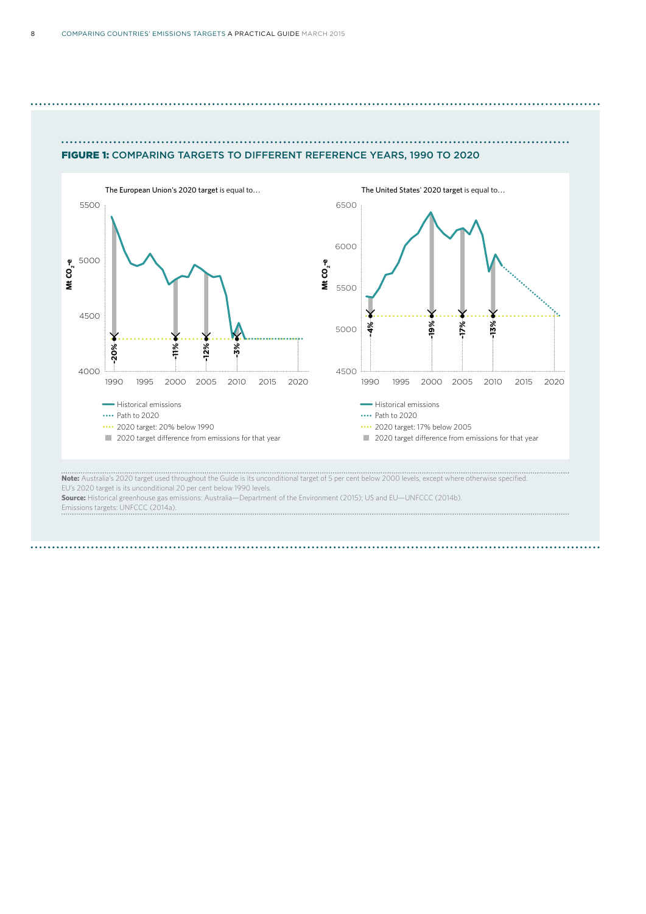## FIGURE 1: COMPARING TARGETS TO DIFFERENT REFERENCE YEARS, 1990 TO 2020

The European Union's 2020 target is equal to…

- -20% (1990)
- -11% (2000)
- -12% (2005)
- -3% (2010)

Legend: Historical emissions; Path to 2020; 2020 target: 20% below 1990; 2020 target difference from emissions for that year

The United States' 2020 target is equal to…

- -4% (1990)
- -19% (2000)
- -17% (2005)
- -13% (2010)

Legend: Historical emissions; Path to 2020; 2020 target: 17% below 2005; 2020 target difference from emissions for that year

**Note:** Australia's 2020 target used throughout the Guide is its unconditional target of 5 per cent below 2000 levels, except where otherwise specified. EU's 2020 target is its unconditional 20 per cent below 1990 levels.

**Source:** Historical greenhouse gas emissions: Australia—Department of the Environment (2015); US and EU—UNFCCC (2014b). Emissions targets: UNFCCC (2014a).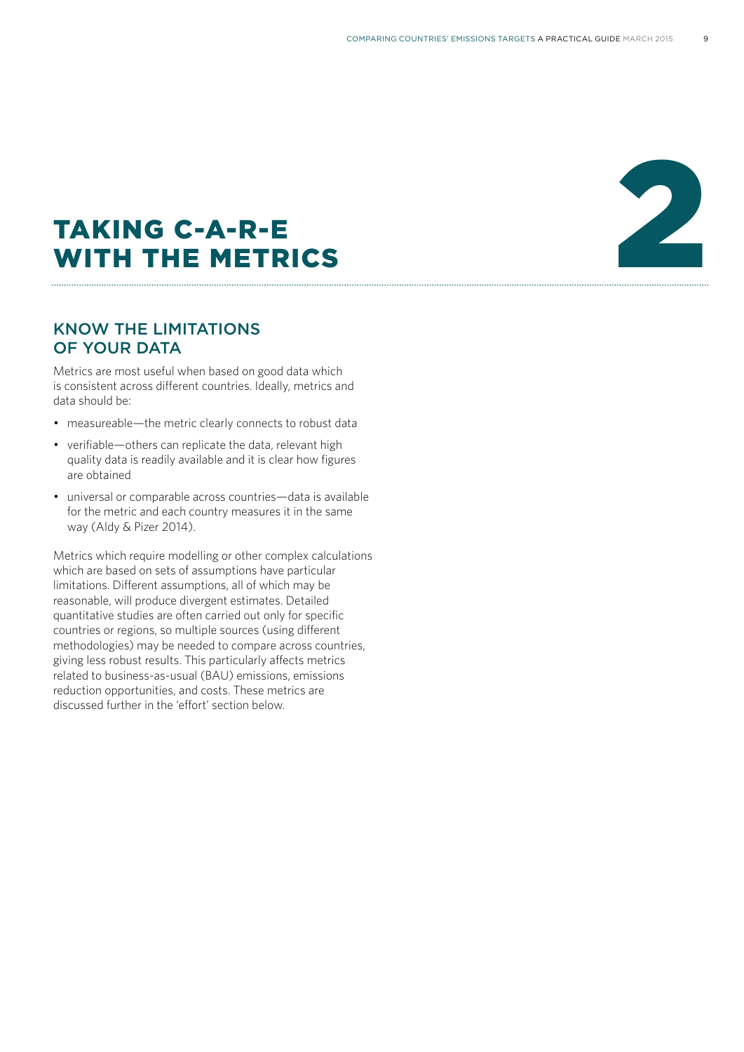# 2

# TAKING C-A-R-E WITH THE METRICS

## KNOW THE LIMITATIONS OF YOUR DATA

Metrics are most useful when based on good data which is consistent across different countries. Ideally, metrics and data should be:

- measureable—the metric clearly connects to robust data
- verifiable—others can replicate the data, relevant high quality data is readily available and it is clear how figures are obtained
- universal or comparable across countries—data is available for the metric and each country measures it in the same way (Aldy & Pizer 2014).

Metrics which require modelling or other complex calculations which are based on sets of assumptions have particular limitations. Different assumptions, all of which may be reasonable, will produce divergent estimates. Detailed quantitative studies are often carried out only for specific countries or regions, so multiple sources (using different methodologies) may be needed to compare across countries, giving less robust results. This particularly affects metrics related to business-as-usual (BAU) emissions, emissions reduction opportunities, and costs. These metrics are discussed further in the 'effort' section below.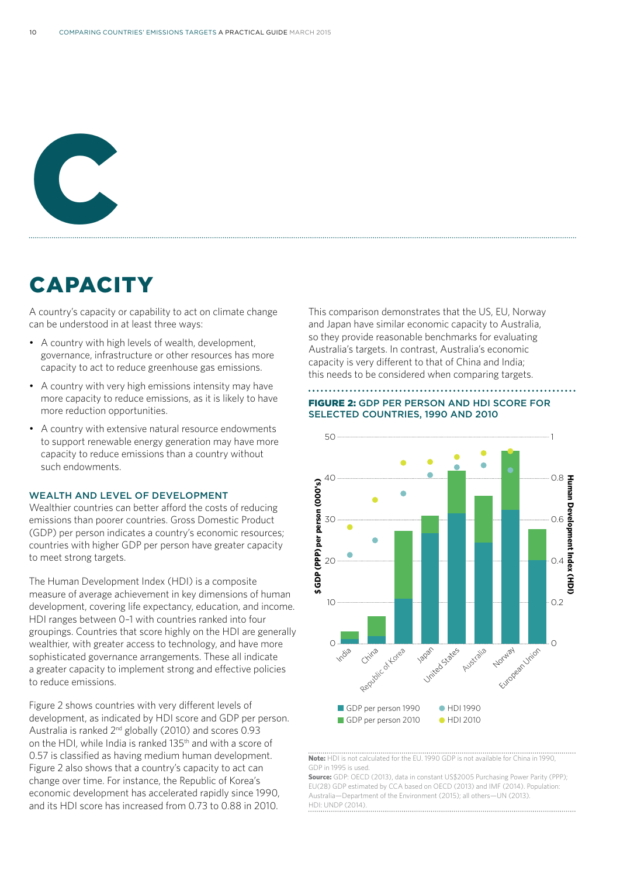# C

## CAPACITY

A country's capacity or capability to act on climate change can be understood in at least three ways:

- A country with high levels of wealth, development, governance, infrastructure or other resources has more capacity to act to reduce greenhouse gas emissions.
- A country with very high emissions intensity may have more capacity to reduce emissions, as it is likely to have more reduction opportunities.
- A country with extensive natural resource endowments to support renewable energy generation may have more capacity to reduce emissions than a country without such endowments.

### WEALTH AND LEVEL OF DEVELOPMENT

Wealthier countries can better afford the costs of reducing emissions than poorer countries. Gross Domestic Product (GDP) per person indicates a country's economic resources; countries with higher GDP per person have greater capacity to meet strong targets.

The Human Development Index (HDI) is a composite measure of average achievement in key dimensions of human development, covering life expectancy, education, and income. HDI ranges between 0–1 with countries ranked into four groupings. Countries that score highly on the HDI are generally wealthier, with greater access to technology, and have more sophisticated governance arrangements. These all indicate a greater capacity to implement strong and effective policies to reduce emissions.

Figure 2 shows countries with very different levels of development, as indicated by HDI score and GDP per person. Australia is ranked 2nd globally (2010) and scores 0.93 on the HDI, while India is ranked 135th and with a score of 0.57 is classified as having medium human development. Figure 2 also shows that a country's capacity to act can change over time. For instance, the Republic of Korea's economic development has accelerated rapidly since 1990, and its HDI score has increased from 0.73 to 0.88 in 2010.

This comparison demonstrates that the US, EU, Norway and Japan have similar economic capacity to Australia, so they provide reasonable benchmarks for evaluating Australia's targets. In contrast, Australia's economic capacity is very different to that of China and India; this needs to be considered when comparing targets.

**FIGURE 2: GDP PER PERSON AND HDI SCORE FOR SELECTED COUNTRIES, 1990 AND 2010**

**Note:** HDI is not calculated for the EU. 1990 GDP is not available for China in 1990, GDP in 1995 is used.
**Source:** GDP: OECD (2013), data in constant US$2005 Purchasing Power Parity (PPP); EU(28) GDP estimated by CCA based on OECD (2013) and IMF (2014). Population: Australia—Department of the Environment (2015); all others—UN (2013). HDI: UNDP (2014).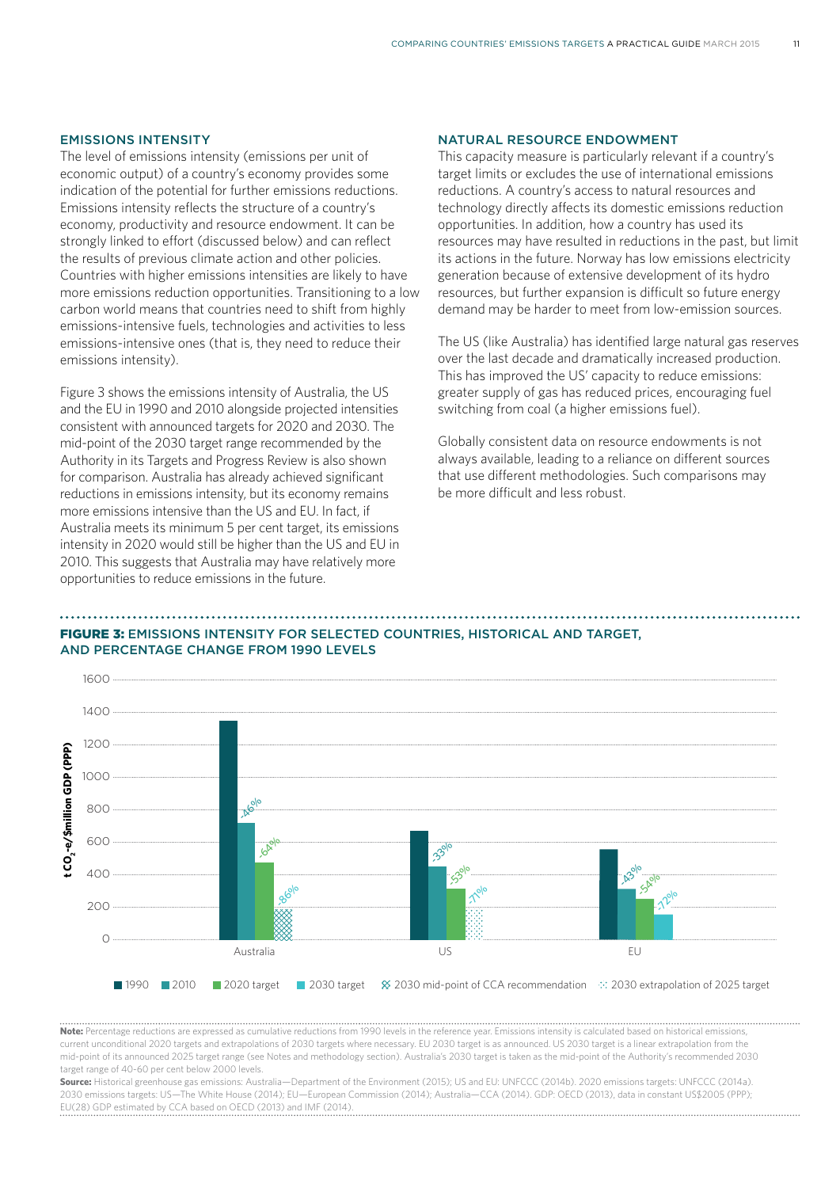### EMISSIONS INTENSITY

The level of emissions intensity (emissions per unit of economic output) of a country's economy provides some indication of the potential for further emissions reductions. Emissions intensity reflects the structure of a country's economy, productivity and resource endowment. It can be strongly linked to effort (discussed below) and can reflect the results of previous climate action and other policies. Countries with higher emissions intensities are likely to have more emissions reduction opportunities. Transitioning to a low carbon world means that countries need to shift from highly emissions-intensive fuels, technologies and activities to less emissions-intensive ones (that is, they need to reduce their emissions intensity).

Figure 3 shows the emissions intensity of Australia, the US and the EU in 1990 and 2010 alongside projected intensities consistent with announced targets for 2020 and 2030. The mid-point of the 2030 target range recommended by the Authority in its Targets and Progress Review is also shown for comparison. Australia has already achieved significant reductions in emissions intensity, but its economy remains more emissions intensive than the US and EU. In fact, if Australia meets its minimum 5 per cent target, its emissions intensity in 2020 would still be higher than the US and EU in 2010. This suggests that Australia may have relatively more opportunities to reduce emissions in the future.

### NATURAL RESOURCE ENDOWMENT

This capacity measure is particularly relevant if a country's target limits or excludes the use of international emissions reductions. A country's access to natural resources and technology directly affects its domestic emissions reduction opportunities. In addition, how a country has used its resources may have resulted in reductions in the past, but limit its actions in the future. Norway has low emissions electricity generation because of extensive development of its hydro resources, but further expansion is difficult so future energy demand may be harder to meet from low-emission sources.

The US (like Australia) has identified large natural gas reserves over the last decade and dramatically increased production. This has improved the US' capacity to reduce emissions: greater supply of gas has reduced prices, encouraging fuel switching from coal (a higher emissions fuel).

Globally consistent data on resource endowments is not always available, leading to a reliance on different sources that use different methodologies. Such comparisons may be more difficult and less robust.

**FIGURE 3:** EMISSIONS INTENSITY FOR SELECTED COUNTRIES, HISTORICAL AND TARGET, AND PERCENTAGE CHANGE FROM 1990 LEVELS

| t $CO_2$-e/$million GDP (PPP) | 1990 | 2010 | 2020 target | 2030 target | 2030 mid-point of CCA recommendation | 2030 extrapolation of 2025 target |
|---|---|---|---|---|---|---|
| Australia | ~1350 | ~720 (-46%) | ~480 (-64%) | | ~190 (-86%) | |
| US | ~670 | ~450 (-33%) | ~310 (-53%) | | | ~190 (-71%) |
| EU | ~555 | ~315 (-43%) | ~255 (-54%) | ~155 (-72%) | | |

**Note:** Percentage reductions are expressed as cumulative reductions from 1990 levels in the reference year. Emissions intensity is calculated based on historical emissions, current unconditional 2020 targets and extrapolations of 2030 targets where necessary. EU 2030 target is as announced. US 2030 target is a linear extrapolation from the mid-point of its announced 2025 target range (see Notes and methodology section). Australia's 2030 target is taken as the mid-point of the Authority's recommended 2030 target range of 40-60 per cent below 2000 levels.

**Source:** Historical greenhouse gas emissions: Australia—Department of the Environment (2015); US and EU: UNFCCC (2014b). 2020 emissions targets: UNFCCC (2014a). 2030 emissions targets: US—The White House (2014); EU—European Commission (2014); Australia—CCA (2014). GDP: OECD (2013), data in constant US$2005 (PPP); EU(28) GDP estimated by CCA based on OECD (2013) and IMF (2014).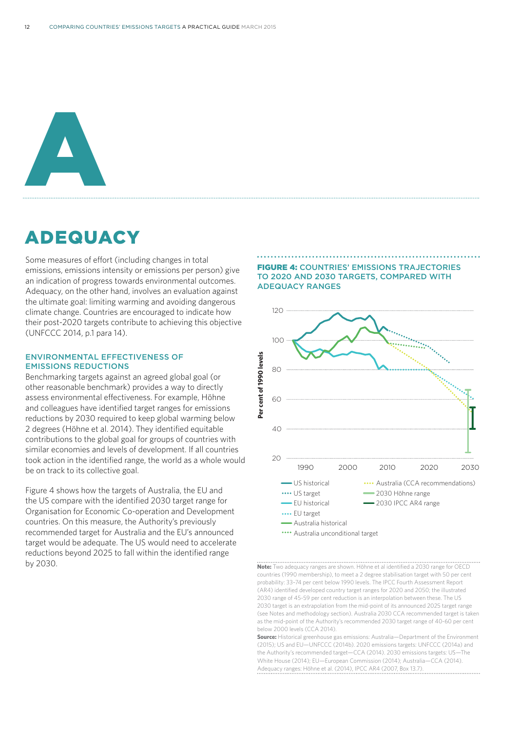# A

# ADEQUACY

Some measures of effort (including changes in total emissions, emissions intensity or emissions per person) give an indication of progress towards environmental outcomes. Adequacy, on the other hand, involves an evaluation against the ultimate goal: limiting warming and avoiding dangerous climate change. Countries are encouraged to indicate how their post-2020 targets contribute to achieving this objective (UNFCCC 2014, p.1 para 14).

## ENVIRONMENTAL EFFECTIVENESS OF EMISSIONS REDUCTIONS

Benchmarking targets against an agreed global goal (or other reasonable benchmark) provides a way to directly assess environmental effectiveness. For example, Höhne and colleagues have identified target ranges for emissions reductions by 2030 required to keep global warming below 2 degrees (Höhne et al. 2014). They identified equitable contributions to the global goal for groups of countries with similar economies and levels of development. If all countries took action in the identified range, the world as a whole would be on track to its collective goal.

Figure 4 shows how the targets of Australia, the EU and the US compare with the identified 2030 target range for Organisation for Economic Co-operation and Development countries. On this measure, the Authority's previously recommended target for Australia and the EU's announced target would be adequate. The US would need to accelerate reductions beyond 2025 to fall within the identified range by 2030.

**FIGURE 4: COUNTRIES' EMISSIONS TRAJECTORIES TO 2020 AND 2030 TARGETS, COMPARED WITH ADEQUACY RANGES**

**Note:** Two adequacy ranges are shown. Höhne et al identified a 2030 range for OECD countries (1990 membership), to meet a 2 degree stabilisation target with 50 per cent probability: 33–74 per cent below 1990 levels. The IPCC Fourth Assessment Report (AR4) identified developed country target ranges for 2020 and 2050; the illustrated 2030 range of 45–59 per cent reduction is an interpolation between these. The US 2030 target is an extrapolation from the mid-point of its announced 2025 target range (see Notes and methodology section). Australia 2030 CCA recommended target is taken as the mid-point of the Authority's recommended 2030 target range of 40-60 per cent below 2000 levels (CCA 2014).

**Source:** Historical greenhouse gas emissions: Australia—Department of the Environment (2015); US and EU—UNFCCC (2014b). 2020 emissions targets: UNFCCC (2014a) and the Authority's recommended target—CCA (2014). 2030 emissions targets: US—The White House (2014); EU—European Commission (2014); Australia—CCA (2014). Adequacy ranges: Höhne et al. (2014), IPCC AR4 (2007, Box 13.7).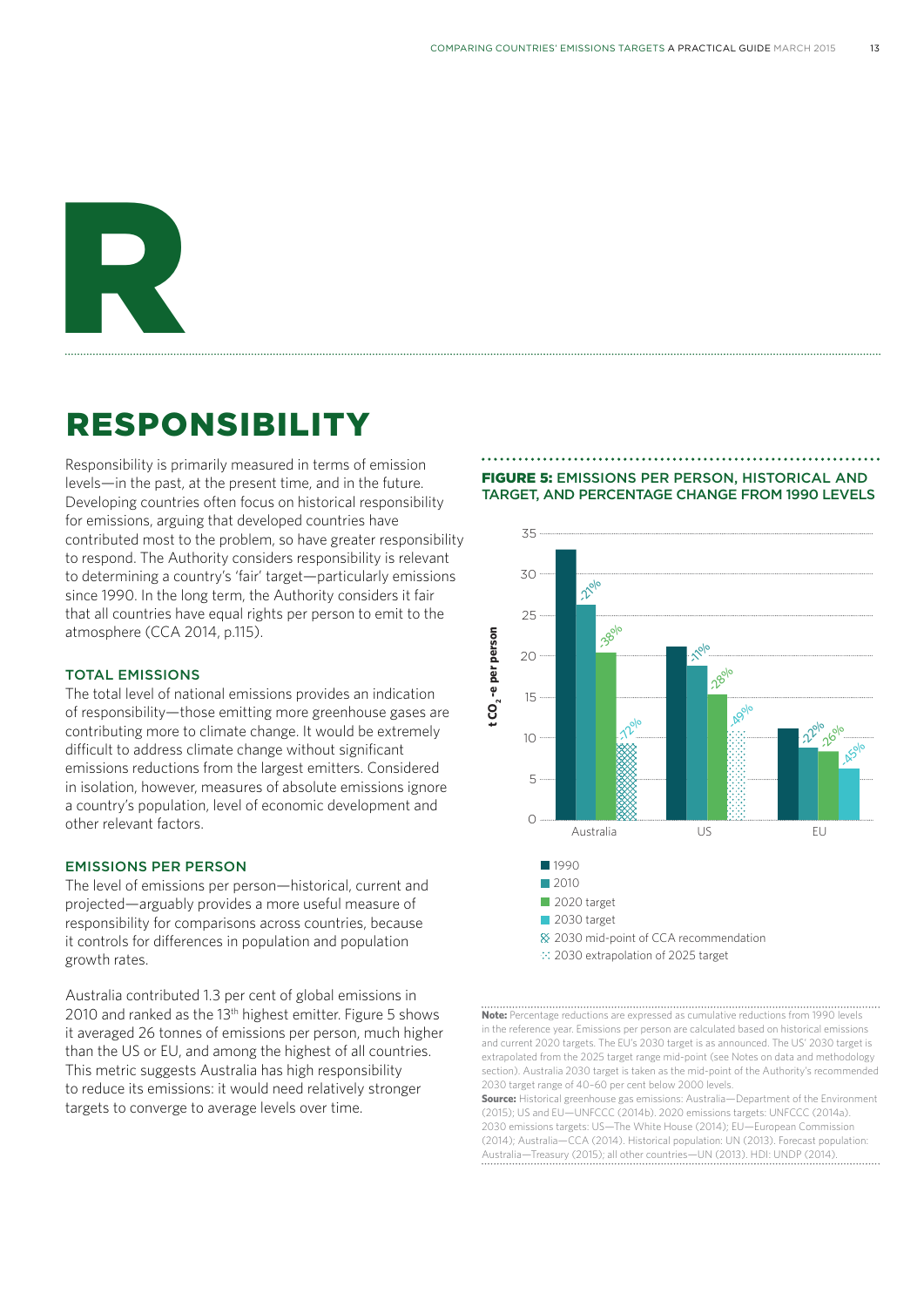# R

## RESPONSIBILITY

Responsibility is primarily measured in terms of emission levels—in the past, at the present time, and in the future. Developing countries often focus on historical responsibility for emissions, arguing that developed countries have contributed most to the problem, so have greater responsibility to respond. The Authority considers responsibility is relevant to determining a country's 'fair' target—particularly emissions since 1990. In the long term, the Authority considers it fair that all countries have equal rights per person to emit to the atmosphere (CCA 2014, p.115).

### TOTAL EMISSIONS

The total level of national emissions provides an indication of responsibility—those emitting more greenhouse gases are contributing more to climate change. It would be extremely difficult to address climate change without significant emissions reductions from the largest emitters. Considered in isolation, however, measures of absolute emissions ignore a country's population, level of economic development and other relevant factors.

### EMISSIONS PER PERSON

The level of emissions per person—historical, current and projected—arguably provides a more useful measure of responsibility for comparisons across countries, because it controls for differences in population and population growth rates.

Australia contributed 1.3 per cent of global emissions in 2010 and ranked as the 13th highest emitter. Figure 5 shows it averaged 26 tonnes of emissions per person, much higher than the US or EU, and among the highest of all countries. This metric suggests Australia has high responsibility to reduce its emissions: it would need relatively stronger targets to converge to average levels over time.

**FIGURE 5:** EMISSIONS PER PERSON, HISTORICAL AND TARGET, AND PERCENTAGE CHANGE FROM 1990 LEVELS

| t $CO_2$-e per person (approx.) | 1990 | 2010 | 2020 target | 2030 |
|---|---|---|---|---|
| Australia | ~33 | ~26 (-21%) | ~20.5 (-38%) | ~9.5 (-72%, 2030 mid-point of CCA recommendation) |
| US | ~21 | ~18.7 (-11%) | ~15.3 (-28%) | ~11 (-49%, 2030 extrapolation of 2025 target) |
| EU | ~11 | ~8.7 (-22%) | ~8.3 (-26%) | ~6.3 (-45%, 2030 target) |

**Note:** Percentage reductions are expressed as cumulative reductions from 1990 levels in the reference year. Emissions per person are calculated based on historical emissions and current 2020 targets. The EU's 2030 target is as announced. The US' 2030 target is extrapolated from the 2025 target range mid-point (see Notes on data and methodology section). Australia 2030 target is taken as the mid-point of the Authority's recommended 2030 target range of 40–60 per cent below 2000 levels.

**Source:** Historical greenhouse gas emissions: Australia—Department of the Environment (2015); US and EU—UNFCCC (2014b). 2020 emissions targets: UNFCCC (2014a). 2030 emissions targets: US—The White House (2014); EU—European Commission (2014); Australia—CCA (2014). Historical population: UN (2013). Forecast population: Australia—Treasury (2015); all other countries—UN (2013). HDI: UNDP (2014).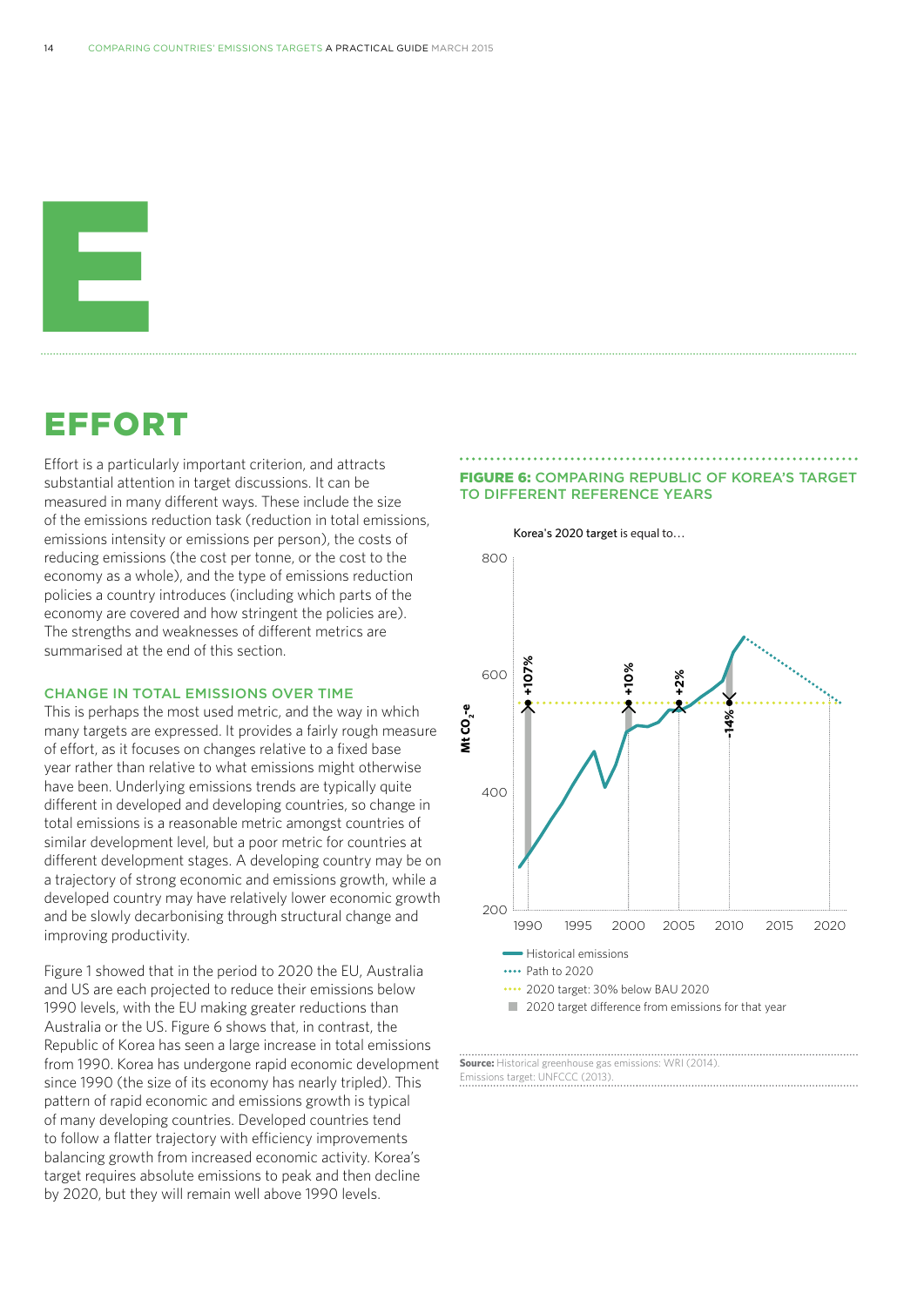# E

## EFFORT

Effort is a particularly important criterion, and attracts substantial attention in target discussions. It can be measured in many different ways. These include the size of the emissions reduction task (reduction in total emissions, emissions intensity or emissions per person), the costs of reducing emissions (the cost per tonne, or the cost to the economy as a whole), and the type of emissions reduction policies a country introduces (including which parts of the economy are covered and how stringent the policies are). The strengths and weaknesses of different metrics are summarised at the end of this section.

### CHANGE IN TOTAL EMISSIONS OVER TIME

This is perhaps the most used metric, and the way in which many targets are expressed. It provides a fairly rough measure of effort, as it focuses on changes relative to a fixed base year rather than relative to what emissions might otherwise have been. Underlying emissions trends are typically quite different in developed and developing countries, so change in total emissions is a reasonable metric amongst countries of similar development level, but a poor metric for countries at different development stages. A developing country may be on a trajectory of strong economic and emissions growth, while a developed country may have relatively lower economic growth and be slowly decarbonising through structural change and improving productivity.

Figure 1 showed that in the period to 2020 the EU, Australia and US are each projected to reduce their emissions below 1990 levels, with the EU making greater reductions than Australia or the US. Figure 6 shows that, in contrast, the Republic of Korea has seen a large increase in total emissions from 1990. Korea has undergone rapid economic development since 1990 (the size of its economy has nearly tripled). This pattern of rapid economic and emissions growth is typical of many developing countries. Developed countries tend to follow a flatter trajectory with efficiency improvements balancing growth from increased economic activity. Korea's target requires absolute emissions to peak and then decline by 2020, but they will remain well above 1990 levels.

**FIGURE 6:** COMPARING REPUBLIC OF KOREA'S TARGET TO DIFFERENT REFERENCE YEARS

Korea's 2020 target is equal to…

Mt $CO_2$-e: 200, 400, 600, 800

1990: +107%; 2000: +10%; 2005: +2%; 2010: -14%

Historical emissions · Path to 2020 · 2020 target: 30% below BAU 2020 · 2020 target difference from emissions for that year

**Source:** Historical greenhouse gas emissions: WRI (2014). Emissions target: UNFCCC (2013).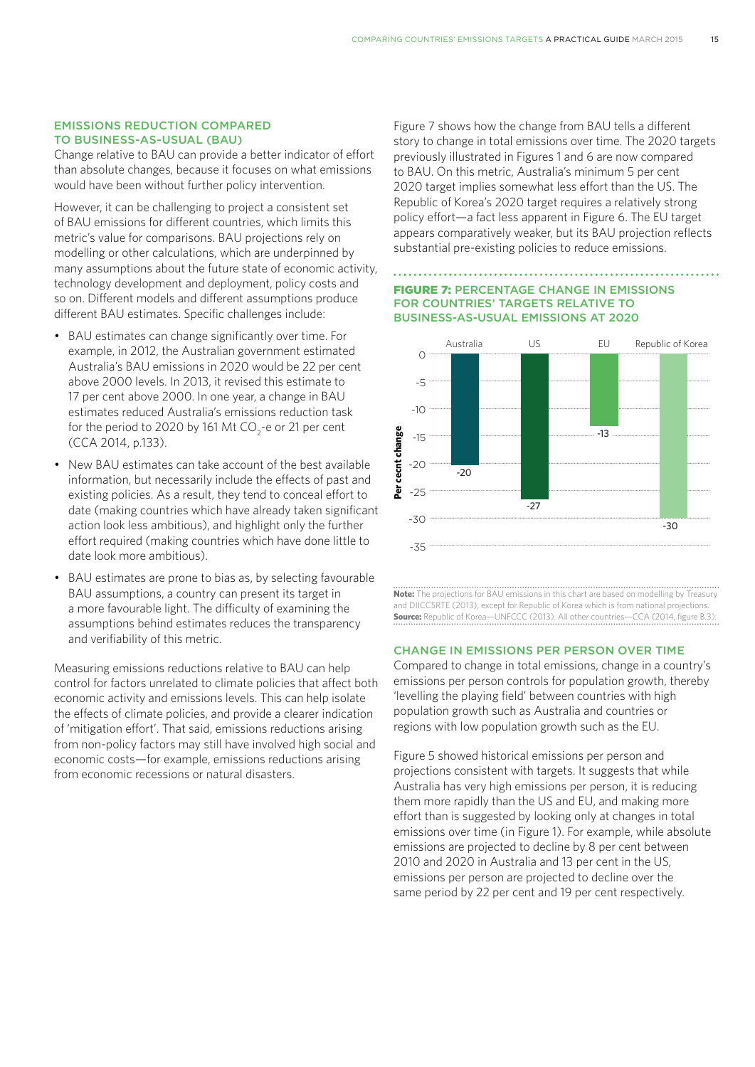## EMISSIONS REDUCTION COMPARED TO BUSINESS-AS-USUAL (BAU)

Change relative to BAU can provide a better indicator of effort than absolute changes, because it focuses on what emissions would have been without further policy intervention.

However, it can be challenging to project a consistent set of BAU emissions for different countries, which limits this metric's value for comparisons. BAU projections rely on modelling or other calculations, which are underpinned by many assumptions about the future state of economic activity, technology development and deployment, policy costs and so on. Different models and different assumptions produce different BAU estimates. Specific challenges include:

- BAU estimates can change significantly over time. For example, in 2012, the Australian government estimated Australia's BAU emissions in 2020 would be 22 per cent above 2000 levels. In 2013, it revised this estimate to 17 per cent above 2000. In one year, a change in BAU estimates reduced Australia's emissions reduction task for the period to 2020 by 161 Mt $CO_2$-e or 21 per cent (CCA 2014, p.133).
- New BAU estimates can take account of the best available information, but necessarily include the effects of past and existing policies. As a result, they tend to conceal effort to date (making countries which have already taken significant action look less ambitious), and highlight only the further effort required (making countries which have done little to date look more ambitious).
- BAU estimates are prone to bias as, by selecting favourable BAU assumptions, a country can present its target in a more favourable light. The difficulty of examining the assumptions behind estimates reduces the transparency and verifiability of this metric.

Measuring emissions reductions relative to BAU can help control for factors unrelated to climate policies that affect both economic activity and emissions levels. This can help isolate the effects of climate policies, and provide a clearer indication of 'mitigation effort'. That said, emissions reductions arising from non-policy factors may still have involved high social and economic costs—for example, emissions reductions arising from economic recessions or natural disasters.

Figure 7 shows how the change from BAU tells a different story to change in total emissions over time. The 2020 targets previously illustrated in Figures 1 and 6 are now compared to BAU. On this metric, Australia's minimum 5 per cent 2020 target implies somewhat less effort than the US. The Republic of Korea's 2020 target requires a relatively strong policy effort—a fact less apparent in Figure 6. The EU target appears comparatively weaker, but its BAU projection reflects substantial pre-existing policies to reduce emissions.

**FIGURE 7: PERCENTAGE CHANGE IN EMISSIONS FOR COUNTRIES' TARGETS RELATIVE TO BUSINESS-AS-USUAL EMISSIONS AT 2020**

| Country | Per cent change |
|---|---|
| Australia | -20 |
| US | -27 |
| EU | -13 |
| Republic of Korea | -30 |

**Note:** The projections for BAU emissions in this chart are based on modelling by Treasury and DIICCSRTE (2013), except for Republic of Korea which is from national projections.
**Source:** Republic of Korea—UNFCCC (2013). All other countries—CCA (2014, figure B.3).

## CHANGE IN EMISSIONS PER PERSON OVER TIME

Compared to change in total emissions, change in a country's emissions per person controls for population growth, thereby 'levelling the playing field' between countries with high population growth such as Australia and countries or regions with low population growth such as the EU.

Figure 5 showed historical emissions per person and projections consistent with targets. It suggests that while Australia has very high emissions per person, it is reducing them more rapidly than the US and EU, and making more effort than is suggested by looking only at changes in total emissions over time (in Figure 1). For example, while absolute emissions are projected to decline by 8 per cent between 2010 and 2020 in Australia and 13 per cent in the US, emissions per person are projected to decline over the same period by 22 per cent and 19 per cent respectively.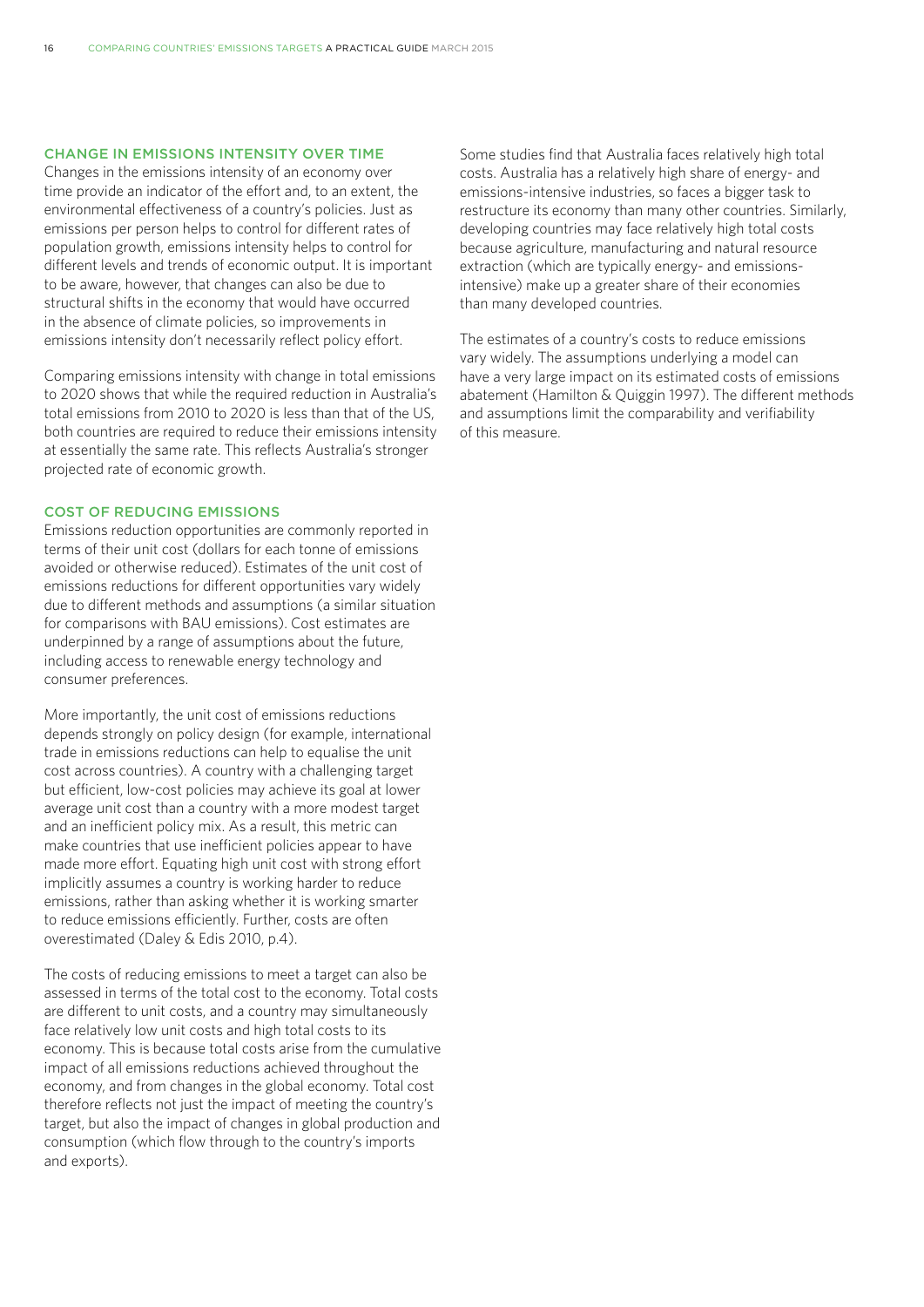### CHANGE IN EMISSIONS INTENSITY OVER TIME

Changes in the emissions intensity of an economy over time provide an indicator of the effort and, to an extent, the environmental effectiveness of a country's policies. Just as emissions per person helps to control for different rates of population growth, emissions intensity helps to control for different levels and trends of economic output. It is important to be aware, however, that changes can also be due to structural shifts in the economy that would have occurred in the absence of climate policies, so improvements in emissions intensity don't necessarily reflect policy effort.

Comparing emissions intensity with change in total emissions to 2020 shows that while the required reduction in Australia's total emissions from 2010 to 2020 is less than that of the US, both countries are required to reduce their emissions intensity at essentially the same rate. This reflects Australia's stronger projected rate of economic growth.

### COST OF REDUCING EMISSIONS

Emissions reduction opportunities are commonly reported in terms of their unit cost (dollars for each tonne of emissions avoided or otherwise reduced). Estimates of the unit cost of emissions reductions for different opportunities vary widely due to different methods and assumptions (a similar situation for comparisons with BAU emissions). Cost estimates are underpinned by a range of assumptions about the future, including access to renewable energy technology and consumer preferences.

More importantly, the unit cost of emissions reductions depends strongly on policy design (for example, international trade in emissions reductions can help to equalise the unit cost across countries). A country with a challenging target but efficient, low-cost policies may achieve its goal at lower average unit cost than a country with a more modest target and an inefficient policy mix. As a result, this metric can make countries that use inefficient policies appear to have made more effort. Equating high unit cost with strong effort implicitly assumes a country is working harder to reduce emissions, rather than asking whether it is working smarter to reduce emissions efficiently. Further, costs are often overestimated (Daley & Edis 2010, p.4).

The costs of reducing emissions to meet a target can also be assessed in terms of the total cost to the economy. Total costs are different to unit costs, and a country may simultaneously face relatively low unit costs and high total costs to its economy. This is because total costs arise from the cumulative impact of all emissions reductions achieved throughout the economy, and from changes in the global economy. Total cost therefore reflects not just the impact of meeting the country's target, but also the impact of changes in global production and consumption (which flow through to the country's imports and exports).

Some studies find that Australia faces relatively high total costs. Australia has a relatively high share of energy- and emissions-intensive industries, so faces a bigger task to restructure its economy than many other countries. Similarly, developing countries may face relatively high total costs because agriculture, manufacturing and natural resource extraction (which are typically energy- and emissions-intensive) make up a greater share of their economies than many developed countries.

The estimates of a country's costs to reduce emissions vary widely. The assumptions underlying a model can have a very large impact on its estimated costs of emissions abatement (Hamilton & Quiggin 1997). The different methods and assumptions limit the comparability and verifiability of this measure.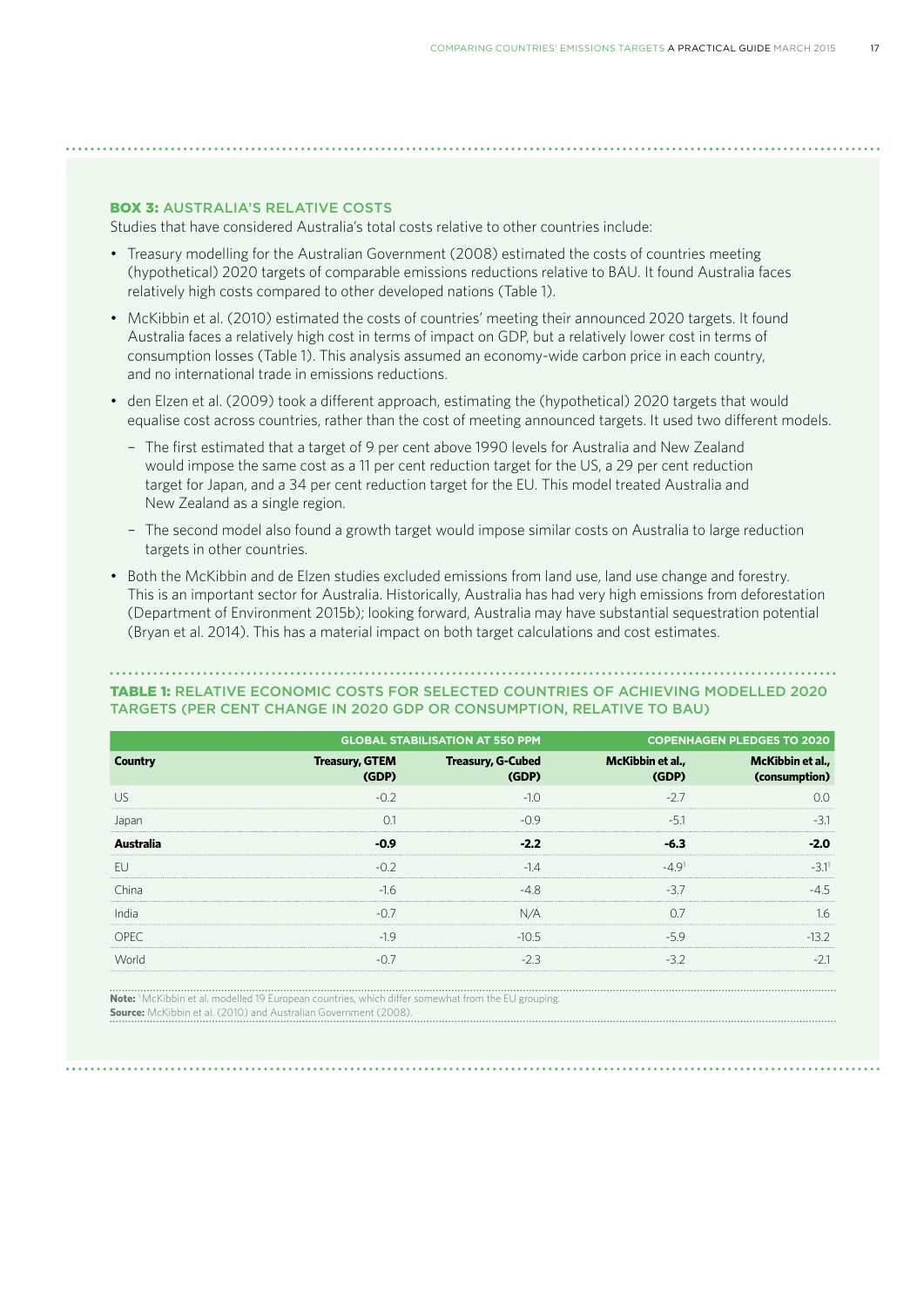### BOX 3: AUSTRALIA'S RELATIVE COSTS

Studies that have considered Australia's total costs relative to other countries include:

- Treasury modelling for the Australian Government (2008) estimated the costs of countries meeting (hypothetical) 2020 targets of comparable emissions reductions relative to BAU. It found Australia faces relatively high costs compared to other developed nations (Table 1).
- McKibbin et al. (2010) estimated the costs of countries' meeting their announced 2020 targets. It found Australia faces a relatively high cost in terms of impact on GDP, but a relatively lower cost in terms of consumption losses (Table 1). This analysis assumed an economy-wide carbon price in each country, and no international trade in emissions reductions.
- den Elzen et al. (2009) took a different approach, estimating the (hypothetical) 2020 targets that would equalise cost across countries, rather than the cost of meeting announced targets. It used two different models.
  - The first estimated that a target of 9 per cent above 1990 levels for Australia and New Zealand would impose the same cost as a 11 per cent reduction target for the US, a 29 per cent reduction target for Japan, and a 34 per cent reduction target for the EU. This model treated Australia and New Zealand as a single region.
  - The second model also found a growth target would impose similar costs on Australia to large reduction targets in other countries.
- Both the McKibbin and de Elzen studies excluded emissions from land use, land use change and forestry. This is an important sector for Australia. Historically, Australia has had very high emissions from deforestation (Department of Environment 2015b); looking forward, Australia may have substantial sequestration potential (Bryan et al. 2014). This has a material impact on both target calculations and cost estimates.

**TABLE 1:** RELATIVE ECONOMIC COSTS FOR SELECTED COUNTRIES OF ACHIEVING MODELLED 2020 TARGETS (PER CENT CHANGE IN 2020 GDP OR CONSUMPTION, RELATIVE TO BAU)

| | GLOBAL STABILISATION AT 550 PPM | | COPENHAGEN PLEDGES TO 2020 | |
|---|---|---|---|---|
| **Country** | **Treasury, GTEM (GDP)** | **Treasury, G-Cubed (GDP)** | **McKibbin et al., (GDP)** | **McKibbin et al., (consumption)** |
| US | -0.2 | -1.0 | -2.7 | 0.0 |
| Japan | 0.1 | -0.9 | -5.1 | -3.1 |
| **Australia** | **-0.9** | **-2.2** | **-6.3** | **-2.0** |
| EU | -0.2 | -1.4 | -4.9[1] | -3.1[1] |
| China | -1.6 | -4.8 | -3.7 | -4.5 |
| India | -0.7 | N/A | 0.7 | 1.6 |
| OPEC | -1.9 | -10.5 | -5.9 | -13.2 |
| World | -0.7 | -2.3 | -3.2 | -2.1 |

**Note:** [1] McKibbin et al. modelled 19 European countries, which differ somewhat from the EU grouping.
**Source:** McKibbin et al. (2010) and Australian Government (2008).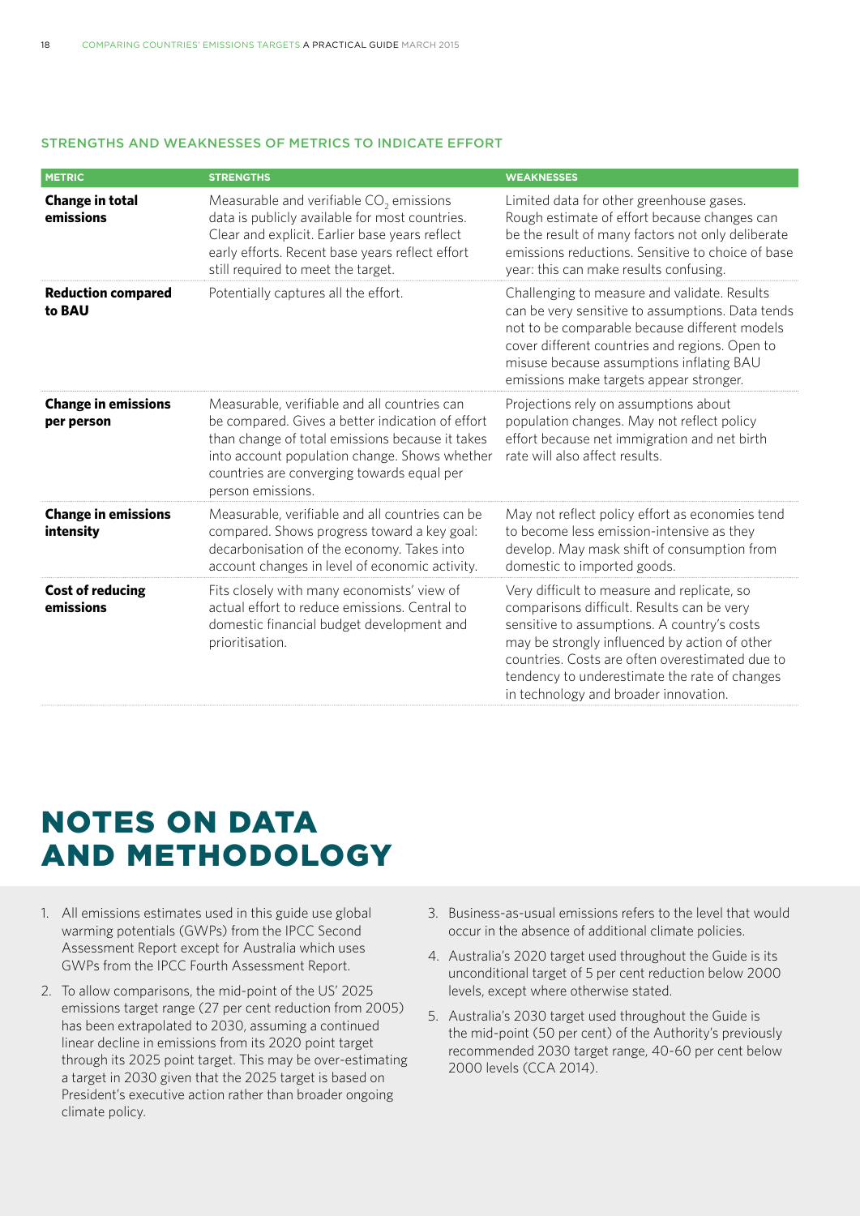### STRENGTHS AND WEAKNESSES OF METRICS TO INDICATE EFFORT

| METRIC | STRENGTHS | WEAKNESSES |
|---|---|---|
| **Change in total emissions** | Measurable and verifiable $CO_2$ emissions data is publicly available for most countries. Clear and explicit. Earlier base years reflect early efforts. Recent base years reflect effort still required to meet the target. | Limited data for other greenhouse gases. Rough estimate of effort because changes can be the result of many factors not only deliberate emissions reductions. Sensitive to choice of base year: this can make results confusing. |
| **Reduction compared to BAU** | Potentially captures all the effort. | Challenging to measure and validate. Results can be very sensitive to assumptions. Data tends not to be comparable because different models cover different countries and regions. Open to misuse because assumptions inflating BAU emissions make targets appear stronger. |
| **Change in emissions per person** | Measurable, verifiable and all countries can be compared. Gives a better indication of effort than change of total emissions because it takes into account population change. Shows whether countries are converging towards equal per person emissions. | Projections rely on assumptions about population changes. May not reflect policy effort because net immigration and net birth rate will also affect results. |
| **Change in emissions intensity** | Measurable, verifiable and all countries can be compared. Shows progress toward a key goal: decarbonisation of the economy. Takes into account changes in level of economic activity. | May not reflect policy effort as economies tend to become less emission-intensive as they develop. May mask shift of consumption from domestic to imported goods. |
| **Cost of reducing emissions** | Fits closely with many economists' view of actual effort to reduce emissions. Central to domestic financial budget development and prioritisation. | Very difficult to measure and replicate, so comparisons difficult. Results can be very sensitive to assumptions. A country's costs may be strongly influenced by action of other countries. Costs are often overestimated due to tendency to underestimate the rate of changes in technology and broader innovation. |

# NOTES ON DATA AND METHODOLOGY

1. All emissions estimates used in this guide use global warming potentials (GWPs) from the IPCC Second Assessment Report except for Australia which uses GWPs from the IPCC Fourth Assessment Report.
2. To allow comparisons, the mid-point of the US' 2025 emissions target range (27 per cent reduction from 2005) has been extrapolated to 2030, assuming a continued linear decline in emissions from its 2020 point target through its 2025 point target. This may be over-estimating a target in 2030 given that the 2025 target is based on President's executive action rather than broader ongoing climate policy.
3. Business-as-usual emissions refers to the level that would occur in the absence of additional climate policies.
4. Australia's 2020 target used throughout the Guide is its unconditional target of 5 per cent reduction below 2000 levels, except where otherwise stated.
5. Australia's 2030 target used throughout the Guide is the mid-point (50 per cent) of the Authority's previously recommended 2030 target range, 40-60 per cent below 2000 levels (CCA 2014).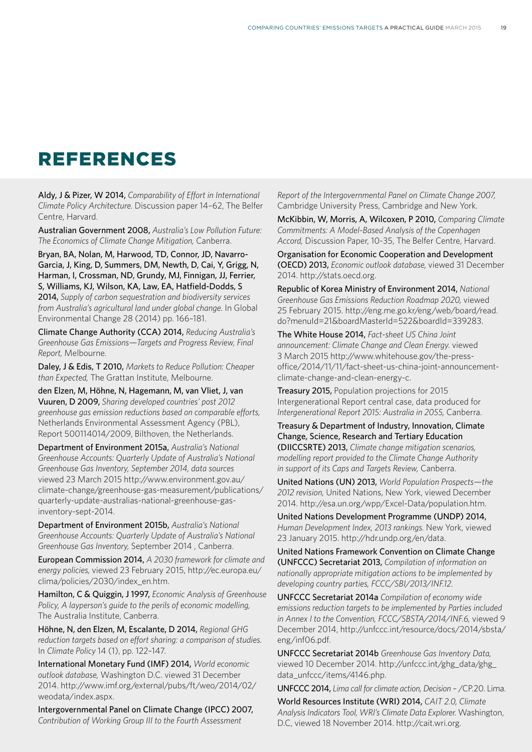# REFERENCES

**Aldy, J & Pizer, W 2014,** *Comparability of Effort in International Climate Policy Architecture.* Discussion paper 14–62, The Belfer Centre, Harvard.

**Australian Government 2008,** *Australia's Low Pollution Future: The Economics of Climate Change Mitigation,* Canberra.

**Bryan, BA, Nolan, M, Harwood, TD, Connor, JD, Navarro-Garcia, J, King, D, Summers, DM, Newth, D, Cai, Y, Grigg, N, Harman, I, Crossman, ND, Grundy, MJ, Finnigan, JJ, Ferrier, S, Williams, KJ, Wilson, KA, Law, EA, Hatfield-Dodds, S 2014,** *Supply of carbon sequestration and biodiversity services from Australia's agricultural land under global change.* In Global Environmental Change 28 (2014) pp. 166–181.

**Climate Change Authority (CCA) 2014,** *Reducing Australia's Greenhouse Gas Emissions—Targets and Progress Review, Final Report,* Melbourne.

**Daley, J & Edis, T 2010,** *Markets to Reduce Pollution: Cheaper than Expected,* The Grattan Institute, Melbourne.

**den Elzen, M, Höhne, N, Hagemann, M, van Vliet, J, van Vuuren, D 2009,** *Sharing developed countries' post 2012 greenhouse gas emission reductions based on comparable efforts,* Netherlands Environmental Assessment Agency (PBL), Report 500114014/2009, Bilthoven, the Netherlands.

**Department of Environment 2015a,** *Australia's National Greenhouse Accounts: Quarterly Update of Australia's National Greenhouse Gas Inventory, September 2014, data sources* viewed 23 March 2015 http://www.environment.gov.au/climate-change/greenhouse-gas-measurement/publications/quarterly-update-australias-national-greenhouse-gas-inventory-sept-2014.

**Department of Environment 2015b,** *Australia's National Greenhouse Accounts: Quarterly Update of Australia's National Greenhouse Gas Inventory,* September 2014 , Canberra.

**European Commission 2014,** *A 2030 framework for climate and energy policies,* viewed 23 February 2015, http://ec.europa.eu/clima/policies/2030/index_en.htm.

**Hamilton, C & Quiggin, J 1997,** *Economic Analysis of Greenhouse Policy, A layperson's guide to the perils of economic modelling,* The Australia Institute, Canberra.

**Höhne, N, den Elzen, M, Escalante, D 2014,** *Regional GHG reduction targets based on effort sharing: a comparison of studies.* In *Climate Policy* 14 (1), pp. 122–147.

**International Monetary Fund (IMF) 2014,** *World economic outlook database,* Washington D.C. viewed 31 December 2014. http://www.imf.org/external/pubs/ft/weo/2014/02/weodata/index.aspx.

**Intergovernmental Panel on Climate Change (IPCC) 2007,** *Contribution of Working Group III to the Fourth Assessment Report of the Intergovernmental Panel on Climate Change 2007,* Cambridge University Press, Cambridge and New York.

**McKibbin, W, Morris, A, Wilcoxen, P 2010,** *Comparing Climate Commitments: A Model-Based Analysis of the Copenhagen Accord,* Discussion Paper, 10-35, The Belfer Centre, Harvard.

**Organisation for Economic Cooperation and Development (OECD) 2013,** *Economic outlook database,* viewed 31 December 2014. http://stats.oecd.org.

**Republic of Korea Ministry of Environment 2014,** *National Greenhouse Gas Emissions Reduction Roadmap 2020,* viewed 25 February 2015. http://eng.me.go.kr/eng/web/board/read.do?menuId=21&boardMasterId=522&boardId=339283.

**The White House 2014,** *Fact-sheet US China Joint announcement: Climate Change and Clean Energy.* viewed 3 March 2015 http://www.whitehouse.gov/the-press-office/2014/11/11/fact-sheet-us-china-joint-announcement-climate-change-and-clean-energy-c.

**Treasury 2015,** Population projections for 2015 Intergenerational Report central case, data produced for *Intergenerational Report 2015: Australia in 2055,* Canberra.

**Treasury & Department of Industry, Innovation, Climate Change, Science, Research and Tertiary Education (DIICCSRTE) 2013,** *Climate change mitigation scenarios, modelling report provided to the Climate Change Authority in support of its Caps and Targets Review,* Canberra.

**United Nations (UN) 2013,** *World Population Prospects—the 2012 revision,* United Nations, New York, viewed December 2014. http://esa.un.org/wpp/Excel-Data/population.htm.

**United Nations Development Programme (UNDP) 2014,** *Human Development Index, 2013 rankings.* New York, viewed 23 January 2015. http://hdr.undp.org/en/data.

**United Nations Framework Convention on Climate Change (UNFCCC) Secretariat 2013,** *Compilation of information on nationally appropriate mitigation actions to be implemented by developing country parties, FCCC/SBI/2013/INF.12.*

**UNFCCC Secretariat 2014a** *Compilation of economy wide emissions reduction targets to be implemented by Parties included in Annex I to the Convention, FCCC/SBSTA/2014/INF.6,* viewed 9 December 2014, http://unfccc.int/resource/docs/2014/sbsta/eng/inf06.pdf.

**UNFCCC Secretariat 2014b** *Greenhouse Gas Inventory Data,* viewed 10 December 2014. http://unfccc.int/ghg_data/ghg_data_unfccc/items/4146.php.

**UNFCCC 2014,** *Lima call for climate action, Decision – /CP.20. Lima.*

**World Resources Institute (WRI) 2014,** *CAIT 2.0, Climate Analysis Indicators Tool, WRI's Climate Data Explorer.* Washington, D.C, viewed 18 November 2014. http://cait.wri.org.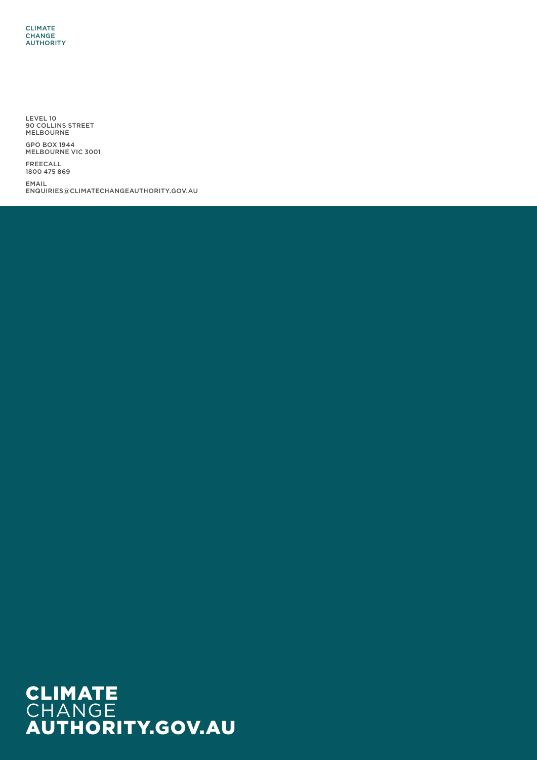CLIMATE
CHANGE
AUTHORITY

LEVEL 10
90 COLLINS STREET
MELBOURNE

GPO BOX 1944
MELBOURNE VIC 3001

FREECALL
1800 475 869

EMAIL
ENQUIRIES@CLIMATECHANGEAUTHORITY.GOV.AU

**CLIMATE**
CHANGE
**AUTHORITY.GOV.AU**